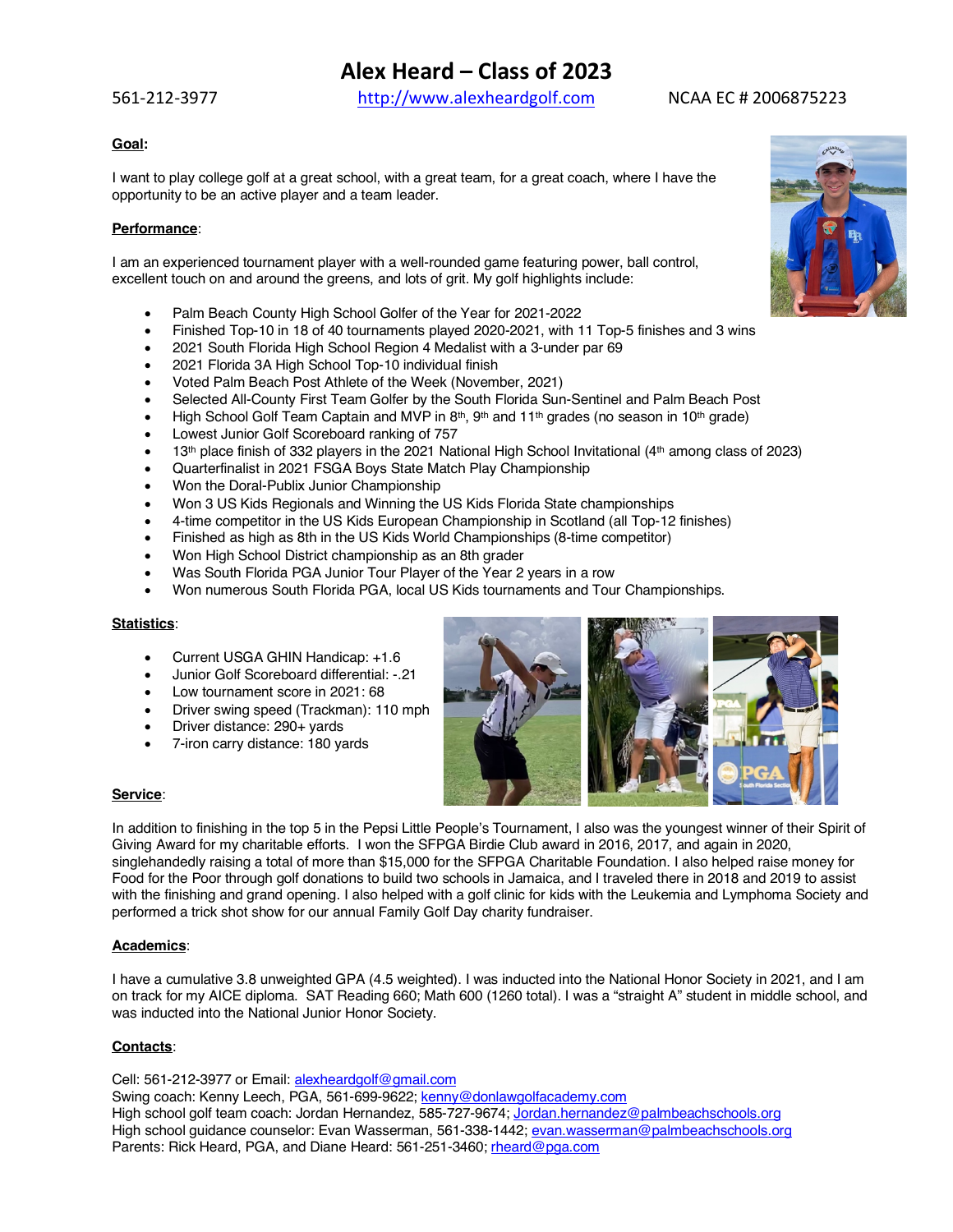# Alex Heard – Class of 2023

561-212-3977 http://www.alexheardgolf.com NCAA EC # 2006875223

**Goal**:

I want to play college golf at a great school, with a great team, for a great coach, where I have the opportunity to be an active player and a team leader.

**Performance**:

I am an experienced tournament player with a well-rounded game featuring power, ball control, excellent touch on and around the greens, and lots of grit. My golf highlights include:

- Palm Beach County High School Golfer of the Year for 2021-2022
- Finished Top-10 in 18 of 40 tournaments played 2020-2021, with 11 Top-5 finishes and 3 wins
- 2021 South Florida High School Region 4 Medalist with a 3-under par 69
- 2021 Florida 3A High School Top-10 individual finish
- Voted Palm Beach Post Athlete of the Week (November, 2021)
- Selected All-County First Team Golfer by the South Florida Sun-Sentinel and Palm Beach Post
- High School Golf Team Captain and MVP in 8th, 9th and 11th grades (no season in 10th grade)
- Lowest Junior Golf Scoreboard ranking of 757
- 13th place finish of 332 players in the 2021 National High School Invitational (4th among class of 2023)
- Quarterfinalist in 2021 FSGA Boys State Match Play Championship
- Won the Doral-Publix Junior Championship
- Won 3 US Kids Regionals and Winning the US Kids Florida State championships
- 4-time competitor in the US Kids European Championship in Scotland (all Top-12 finishes)
- Finished as high as 8th in the US Kids World Championships (8-time competitor)
- Won High School District championship as an 8th grader
- Was South Florida PGA Junior Tour Player of the Year 2 years in a row
- Won numerous South Florida PGA, local US Kids tournaments and Tour Championships.

**Statistics**:

- Current USGA GHIN Handicap: +1.6
- Junior Golf Scoreboard differential: -.21
- Low tournament score in 2021: 68
- Driver swing speed (Trackman): 110 mph
- Driver distance: 290+ yards
- 7-iron carry distance: 180 yards

**Service**:

In addition to finishing in the top 5 in the Pepsi Little People's Tournament, I also was the youngest winner of their Spirit of Giving Award for my charitable efforts. I won the SFPGA Birdie Club award in 2016, 2017, and again in 2020, singlehandedly raising a total of more than $15,000 for the SFPGA Charitable Foundation. I also helped raise money for Food for the Poor through golf donations to build two schools in Jamaica, and I traveled there in 2018 and 2019 to assist with the finishing and grand opening. I also helped with a golf clinic for kids with the Leukemia and Lymphoma Society and performed a trick shot show for our annual Family Golf Day charity fundraiser.

**Academics**:

I have a cumulative 3.8 unweighted GPA (4.5 weighted). I was inducted into the National Honor Society in 2021, and I am on track for my AICE diploma. SAT Reading 660; Math 600 (1260 total). I was a "straight A" student in middle school, and was inducted into the National Junior Honor Society.

**Contacts**:

Cell: 561-212-3977 or Email: alexheardgolf@gmail.com
Swing coach: Kenny Leech, PGA, 561-699-9622; kenny@donlawgolfacademy.com
High school golf team coach: Jordan Hernandez, 585-727-9674; Jordan.hernandez@palmbeachschools.org
High school guidance counselor: Evan Wasserman, 561-338-1442; evan.wasserman@palmbeachschools.org
Parents: Rick Heard, PGA, and Diane Heard: 561-251-3460; rheard@pga.com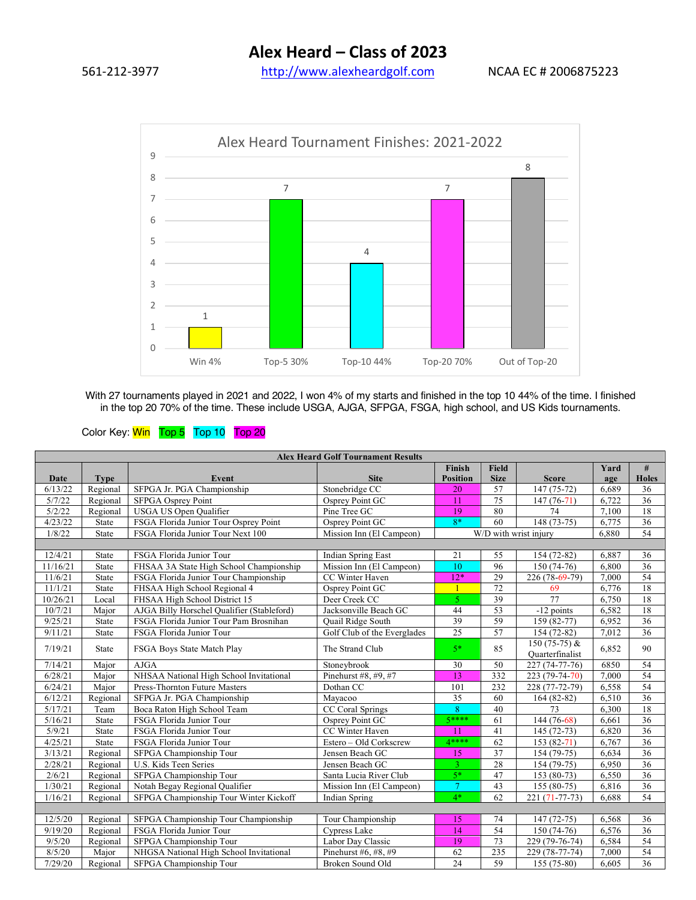# Alex Heard – Class of 2023

561-212-3977 http://www.alexheardgolf.com NCAA EC # 2006875223

**Alex Heard Tournament Finishes: 2021-2022**

| Category | Count |
|---|---|
| Win 4% | 1 |
| Top-5 30% | 7 |
| Top-10 44% | 4 |
| Top-20 70% | 7 |
| Out of Top-20 | 8 |

With 27 tournaments played in 2021 and 2022, I won 4% of my starts and finished in the top 10 44% of the time. I finished in the top 20 70% of the time. These include USGA, AJGA, SFPGA, FSGA, high school, and US Kids tournaments.

Color Key: Win Top 5 Top 10 Top 20

**Alex Heard Golf Tournament Results**

| Date | Type | Event | Site | Finish Position | Field Size | Score | Yardage | # Holes |
|---|---|---|---|---|---|---|---|---|
| 6/13/22 | Regional | SFPGA Jr. PGA Championship | Stonebridge CC | 20 | 57 | 147 (75-72) | 6,689 | 36 |
| 5/7/22 | Regional | SFPGA Osprey Point | Osprey Point GC | 11 | 75 | 147 (76-71) | 6,722 | 36 |
| 5/2/22 | Regional | USGA US Open Qualifier | Pine Tree GC | 19 | 80 | 74 | 7,100 | 18 |
| 4/23/22 | State | FSGA Florida Junior Tour Osprey Point | Osprey Point GC | 8* | 60 | 148 (73-75) | 6,775 | 36 |
| 1/8/22 | State | FSGA Florida Junior Tour Next 100 | Mission Inn (El Campeon) | W/D with wrist injury | | | 6,880 | 54 |
| | | | | | | | | |
| 12/4/21 | State | FSGA Florida Junior Tour | Indian Spring East | 21 | 55 | 154 (72-82) | 6,887 | 36 |
| 11/16/21 | State | FHSAA 3A State High School Championship | Mission Inn (El Campeon) | 10 | 96 | 150 (74-76) | 6,800 | 36 |
| 11/6/21 | State | FSGA Florida Junior Tour Championship | CC Winter Haven | 12* | 29 | 226 (78-69-79) | 7,000 | 54 |
| 11/1/21 | State | FHSAA High School Regional 4 | Osprey Point GC | 1 | 72 | 69 | 6,776 | 18 |
| 10/26/21 | Local | FHSAA High School District 15 | Deer Creek CC | 5 | 39 | 77 | 6,750 | 18 |
| 10/7/21 | Major | AJGA Billy Horschel Qualifier (Stableford) | Jacksonville Beach GC | 44 | 53 | -12 points | 6,582 | 18 |
| 9/25/21 | State | FSGA Florida Junior Tour Pam Brosnihan | Quail Ridge South | 39 | 59 | 159 (82-77) | 6,952 | 36 |
| 9/11/21 | State | FSGA Florida Junior Tour | Golf Club of the Everglades | 25 | 57 | 154 (72-82) | 7,012 | 36 |
| 7/19/21 | State | FSGA Boys State Match Play | The Strand Club | 5* | 85 | 150 (75-75) & Quarterfinalist | 6,852 | 90 |
| 7/14/21 | Major | AJGA | Stoneybrook | 30 | 50 | 227 (74-77-76) | 6850 | 54 |
| 6/28/21 | Major | NHSAA National High School Invitational | Pinehurst #8, #9, #7 | 13 | 332 | 223 (79-74-70) | 7,000 | 54 |
| 6/24/21 | Major | Press-Thornton Future Masters | Dothan CC | 101 | 232 | 228 (77-72-79) | 6,558 | 54 |
| 6/12/21 | Regional | SFPGA Jr. PGA Championship | Mayacoo | 35 | 60 | 164 (82-82) | 6,510 | 36 |
| 5/17/21 | Team | Boca Raton High School Team | CC Coral Springs | 8 | 40 | 73 | 6,300 | 18 |
| 5/16/21 | State | FSGA Florida Junior Tour | Osprey Point GC | 5**** | 61 | 144 (76-68) | 6,661 | 36 |
| 5/9/21 | State | FSGA Florida Junior Tour | CC Winter Haven | 11 | 41 | 145 (72-73) | 6,820 | 36 |
| 4/25/21 | State | FSGA Florida Junior Tour | Estero – Old Corkscrew | 4**** | 62 | 153 (82-71) | 6,767 | 36 |
| 3/13/21 | Regional | SFPGA Championship Tour | Jensen Beach GC | 15 | 37 | 154 (79-75) | 6,634 | 36 |
| 2/28/21 | Regional | U.S. Kids Teen Series | Jensen Beach GC | 3 | 28 | 154 (79-75) | 6,950 | 36 |
| 2/6/21 | Regional | SFPGA Championship Tour | Santa Lucia River Club | 5* | 47 | 153 (80-73) | 6,550 | 36 |
| 1/30/21 | Regional | Notah Begay Regional Qualifier | Mission Inn (El Campeon) | 7 | 43 | 155 (80-75) | 6,816 | 36 |
| 1/16/21 | Regional | SFPGA Championship Tour Winter Kickoff | Indian Spring | 4* | 62 | 221 (71-77-73) | 6,688 | 54 |
| | | | | | | | | |
| 12/5/20 | Regional | SFPGA Championship Tour Championship | Tour Championship | 15 | 74 | 147 (72-75) | 6,568 | 36 |
| 9/19/20 | Regional | FSGA Florida Junior Tour | Cypress Lake | 14 | 54 | 150 (74-76) | 6,576 | 36 |
| 9/5/20 | Regional | SFPGA Championship Tour | Labor Day Classic | 19 | 73 | 229 (79-76-74) | 6,584 | 54 |
| 8/5/20 | Major | NHGSA National High School Invitational | Pinehurst #6, #8, #9 | 62 | 235 | 229 (78-77-74) | 7,000 | 54 |
| 7/29/20 | Regional | SFPGA Championship Tour | Broken Sound Old | 24 | 59 | 155 (75-80) | 6,605 | 36 |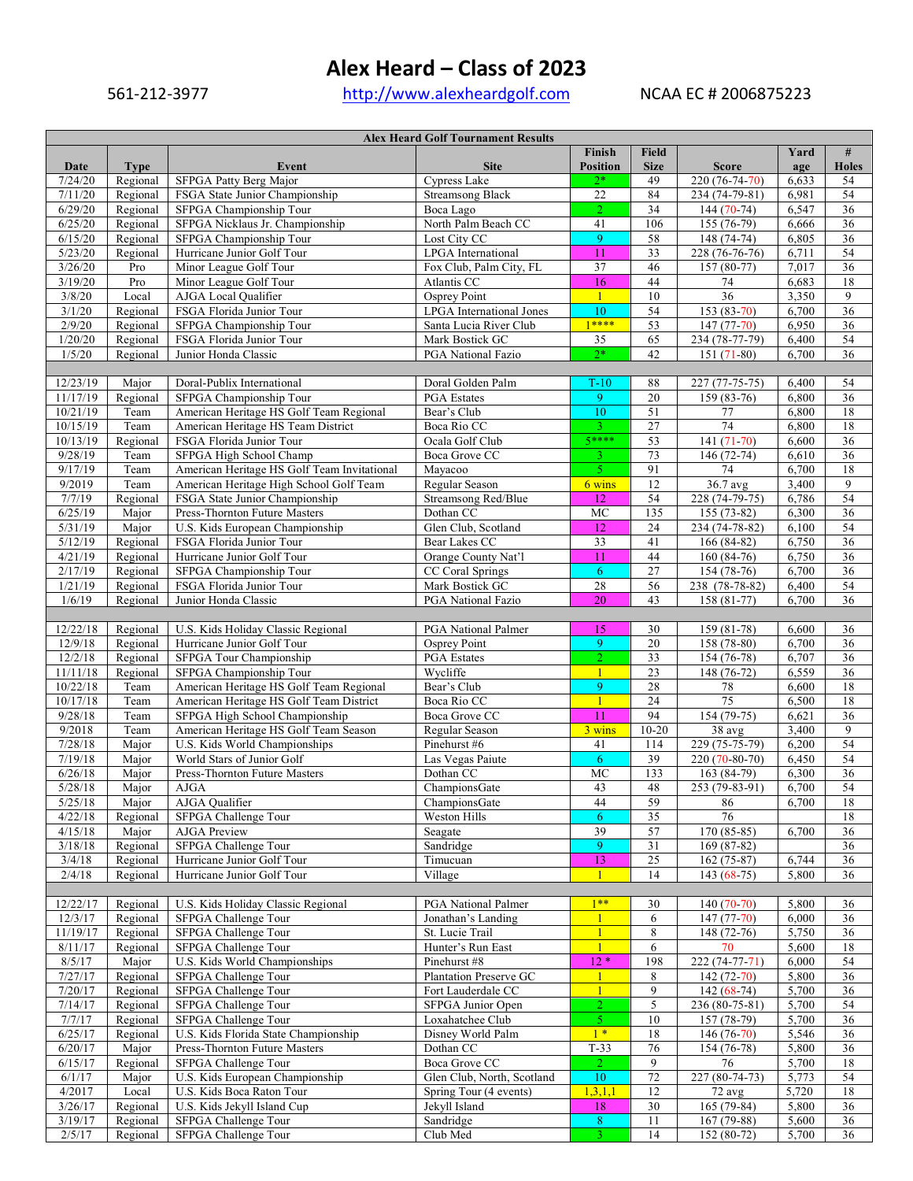# Alex Heard – Class of 2023

561-212-3977 http://www.alexheardgolf.com NCAA EC # 2006875223

| Alex Heard Golf Tournament Results | | | | | | | | |
|---|---|---|---|---|---|---|---|---|
| Date | Type | Event | Site | Finish Position | Field Size | Score | Yardage | # Holes |
| 7/24/20 | Regional | SFPGA Patty Berg Major | Cypress Lake | 2* | 49 | 220 (76-74-70) | 6,633 | 54 |
| 7/11/20 | Regional | FSGA State Junior Championship | Streamsong Black | 22 | 84 | 234 (74-79-81) | 6,981 | 54 |
| 6/29/20 | Regional | SFPGA Championship Tour | Boca Lago | 2 | 34 | 144 (70-74) | 6,547 | 36 |
| 6/25/20 | Regional | SFPGA Nicklaus Jr. Championship | North Palm Beach CC | 41 | 106 | 155 (76-79) | 6,666 | 36 |
| 6/15/20 | Regional | SFPGA Championship Tour | Lost City CC | 9 | 58 | 148 (74-74) | 6,805 | 36 |
| 5/23/20 | Regional | Hurricane Junior Golf Tour | LPGA International | 11 | 33 | 228 (76-76-76) | 6,711 | 54 |
| 3/26/20 | Pro | Minor League Golf Tour | Fox Club, Palm City, FL | 37 | 46 | 157 (80-77) | 7,017 | 36 |
| 3/19/20 | Pro | Minor League Golf Tour | Atlantis CC | 16 | 44 | 74 | 6,683 | 18 |
| 3/8/20 | Local | AJGA Local Qualifier | Osprey Point | 1 | 10 | 36 | 3,350 | 9 |
| 3/1/20 | Regional | FSGA Florida Junior Tour | LPGA International Jones | 10 | 54 | 153 (83-70) | 6,700 | 36 |
| 2/9/20 | Regional | SFPGA Championship Tour | Santa Lucia River Club | 1**** | 53 | 147 (77-70) | 6,950 | 36 |
| 1/20/20 | Regional | FSGA Florida Junior Tour | Mark Bostick GC | 35 | 65 | 234 (78-77-79) | 6,400 | 54 |
| 1/5/20 | Regional | Junior Honda Classic | PGA National Fazio | 2* | 42 | 151 (71-80) | 6,700 | 36 |
| | | | | | | | | |
| 12/23/19 | Major | Doral-Publix International | Doral Golden Palm | T-10 | 88 | 227 (77-75-75) | 6,400 | 54 |
| 11/17/19 | Regional | SFPGA Championship Tour | PGA Estates | 9 | 20 | 159 (83-76) | 6,800 | 36 |
| 10/21/19 | Team | American Heritage HS Golf Team Regional | Bear's Club | 10 | 51 | 77 | 6,800 | 18 |
| 10/15/19 | Team | American Heritage HS Team District | Boca Rio CC | 3 | 27 | 74 | 6,800 | 18 |
| 10/13/19 | Regional | FSGA Florida Junior Tour | Ocala Golf Club | 5**** | 53 | 141 (71-70) | 6,600 | 36 |
| 9/28/19 | Team | SFPGA High School Champ | Boca Grove CC | 3 | 73 | 146 (72-74) | 6,610 | 36 |
| 9/17/19 | Team | American Heritage HS Golf Team Invitational | Mayacoo | 5 | 91 | 74 | 6,700 | 18 |
| 9/2019 | Team | American Heritage High School Golf Team | Regular Season | 6 wins | 12 | 36.7 avg | 3,400 | 9 |
| 7/7/19 | Regional | FSGA State Junior Championship | Streamsong Red/Blue | 12 | 54 | 228 (74-79-75) | 6,786 | 54 |
| 6/25/19 | Major | Press-Thornton Future Masters | Dothan CC | MC | 135 | 155 (73-82) | 6,300 | 36 |
| 5/31/19 | Major | U.S. Kids European Championship | Glen Club, Scotland | 12 | 24 | 234 (74-78-82) | 6,100 | 54 |
| 5/12/19 | Regional | FSGA Florida Junior Tour | Bear Lakes CC | 33 | 41 | 166 (84-82) | 6,750 | 36 |
| 4/21/19 | Regional | Hurricane Junior Golf Tour | Orange County Nat'l | 11 | 44 | 160 (84-76) | 6,750 | 36 |
| 2/17/19 | Regional | SFPGA Championship Tour | CC Coral Springs | 6 | 27 | 154 (78-76) | 6,700 | 36 |
| 1/21/19 | Regional | FSGA Florida Junior Tour | Mark Bostick GC | 28 | 56 | 238 (78-78-82) | 6,400 | 54 |
| 1/6/19 | Regional | Junior Honda Classic | PGA National Fazio | 20 | 43 | 158 (81-77) | 6,700 | 36 |
| | | | | | | | | |
| 12/22/18 | Regional | U.S. Kids Holiday Classic Regional | PGA National Palmer | 15 | 30 | 159 (81-78) | 6,600 | 36 |
| 12/9/18 | Regional | Hurricane Junior Golf Tour | Osprey Point | 9 | 20 | 158 (78-80) | 6,700 | 36 |
| 12/2/18 | Regional | SFPGA Tour Championship | PGA Estates | 2 | 33 | 154 (76-78) | 6,707 | 36 |
| 11/11/18 | Regional | SFPGA Championship Tour | Wycliffe | 1 | 23 | 148 (76-72) | 6,559 | 36 |
| 10/22/18 | Team | American Heritage HS Golf Team Regional | Bear's Club | 9 | 28 | 78 | 6,600 | 18 |
| 10/17/18 | Team | American Heritage HS Golf Team District | Boca Rio CC | 1 | 24 | 75 | 6,500 | 18 |
| 9/28/18 | Team | SFPGA High School Championship | Boca Grove CC | 11 | 94 | 154 (79-75) | 6,621 | 36 |
| 9/2018 | Team | American Heritage HS Golf Team Season | Regular Season | 3 wins | 10-20 | 38 avg | 3,400 | 9 |
| 7/28/18 | Major | U.S. Kids World Championships | Pinehurst #6 | 41 | 114 | 229 (75-75-79) | 6,200 | 54 |
| 7/19/18 | Major | World Stars of Junior Golf | Las Vegas Paiute | 6 | 39 | 220 (70-80-70) | 6,450 | 54 |
| 6/26/18 | Major | Press-Thornton Future Masters | Dothan CC | MC | 133 | 163 (84-79) | 6,300 | 36 |
| 5/28/18 | Major | AJGA | ChampionsGate | 43 | 48 | 253 (79-83-91) | 6,700 | 54 |
| 5/25/18 | Major | AJGA Qualifier | ChampionsGate | 44 | 59 | 86 | 6,700 | 18 |
| 4/22/18 | Regional | SFPGA Challenge Tour | Weston Hills | 6 | 35 | 76 | | 18 |
| 4/15/18 | Major | AJGA Preview | Seagate | 39 | 57 | 170 (85-85) | 6,700 | 36 |
| 3/18/18 | Regional | SFPGA Challenge Tour | Sandridge | 9 | 31 | 169 (87-82) | | 36 |
| 3/4/18 | Regional | Hurricane Junior Golf Tour | Timucuan | 13 | 25 | 162 (75-87) | 6,744 | 36 |
| 2/4/18 | Regional | Hurricane Junior Golf Tour | Village | 1 | 14 | 143 (68-75) | 5,800 | 36 |
| | | | | | | | | |
| 12/22/17 | Regional | U.S. Kids Holiday Classic Regional | PGA National Palmer | 1** | 30 | 140 (70-70) | 5,800 | 36 |
| 12/3/17 | Regional | SFPGA Challenge Tour | Jonathan's Landing | 1 | 6 | 147 (77-70) | 6,000 | 36 |
| 11/19/17 | Regional | SFPGA Challenge Tour | St. Lucie Trail | 1 | 6 | 148 (72-76) | 5,750 | 36 |
| 8/11/17 | Regional | SFPGA Challenge Tour | Hunter's Run East | 1 | 6 | 70 | 5,600 | 18 |
| 8/5/17 | Major | U.S. Kids World Championships | Pinehurst #8 | 12 * | 198 | 222 (74-77-71) | 6,000 | 54 |
| 7/27/17 | Regional | SFPGA Challenge Tour | Plantation Preserve GC | 1 | 8 | 142 (72-70) | 5,800 | 36 |
| 7/20/17 | Regional | SFPGA Challenge Tour | Fort Lauderdale CC | 1 | 9 | 142 (68-74) | 5,700 | 36 |
| 7/14/17 | Regional | SFPGA Challenge Tour | SFPGA Junior Open | 2 | 5 | 236 (80-75-81) | 5,700 | 54 |
| 7/7/17 | Regional | SFPGA Challenge Tour | Loxahatchee Club | 5 | 10 | 157 (78-79) | 5,700 | 36 |
| 6/25/17 | Regional | U.S. Kids Florida State Championship | Disney World Palm | 1 * | 18 | 146 (76-70) | 5,546 | 36 |
| 6/20/17 | Major | Press-Thornton Future Masters | Dothan CC | T-33 | 76 | 154 (76-78) | 5,800 | 36 |
| 6/15/17 | Regional | SFPGA Challenge Tour | Boca Grove CC | 2 | 9 | 76 | 5,700 | 18 |
| 6/1/17 | Major | U.S. Kids European Championship | Glen Club, North, Scotland | 10 | 72 | 227 (80-74-73) | 5,773 | 54 |
| 4/2017 | Local | U.S. Kids Boca Raton Tour | Spring Tour (4 events) | 1,3,1,1 | 12 | 72 avg | 5,720 | 18 |
| 3/26/17 | Regional | U.S. Kids Jekyll Island Cup | Jekyll Island | 18 | 30 | 165 (79-84) | 5,800 | 36 |
| 3/19/17 | Regional | SFPGA Challenge Tour | Sandridge | 8 | 11 | 167 (79-88) | 5,600 | 36 |
| 2/5/17 | Regional | SFPGA Challenge Tour | Club Med | 3 | 14 | 152 (80-72) | 5,700 | 36 |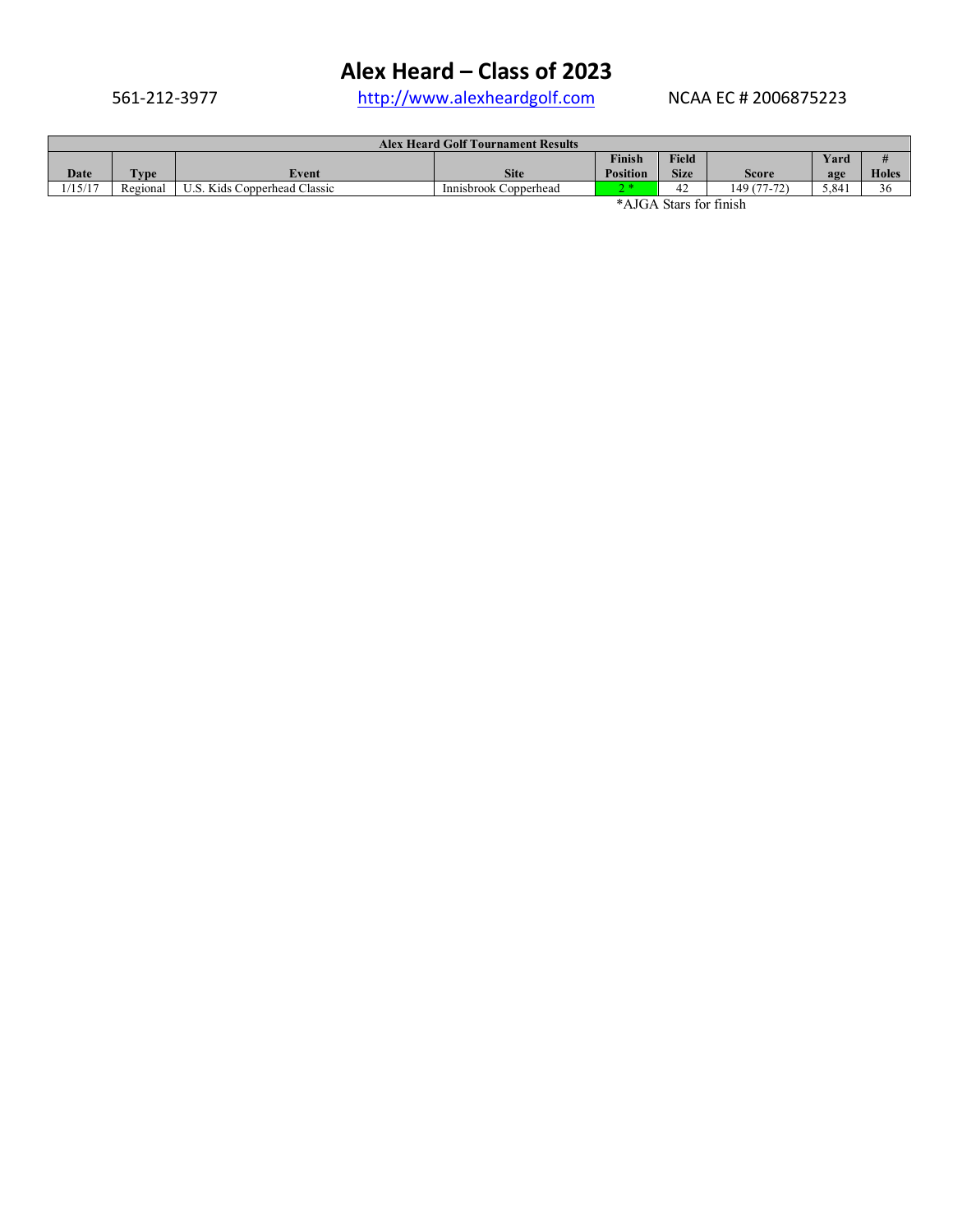# Alex Heard – Class of 2023

561-212-3977 http://www.alexheardgolf.com NCAA EC # 2006875223

| Alex Heard Golf Tournament Results | | | | | | | | |
|---|---|---|---|---|---|---|---|---|
| Date | Type | Event | Site | Finish Position | Field Size | Score | Yard age | # Holes |
| 1/15/17 | Regional | U.S. Kids Copperhead Classic | Innisbrook Copperhead | 2 * | 42 | 149 (77-72) | 5,841 | 36 |

*AJGA Stars for finish